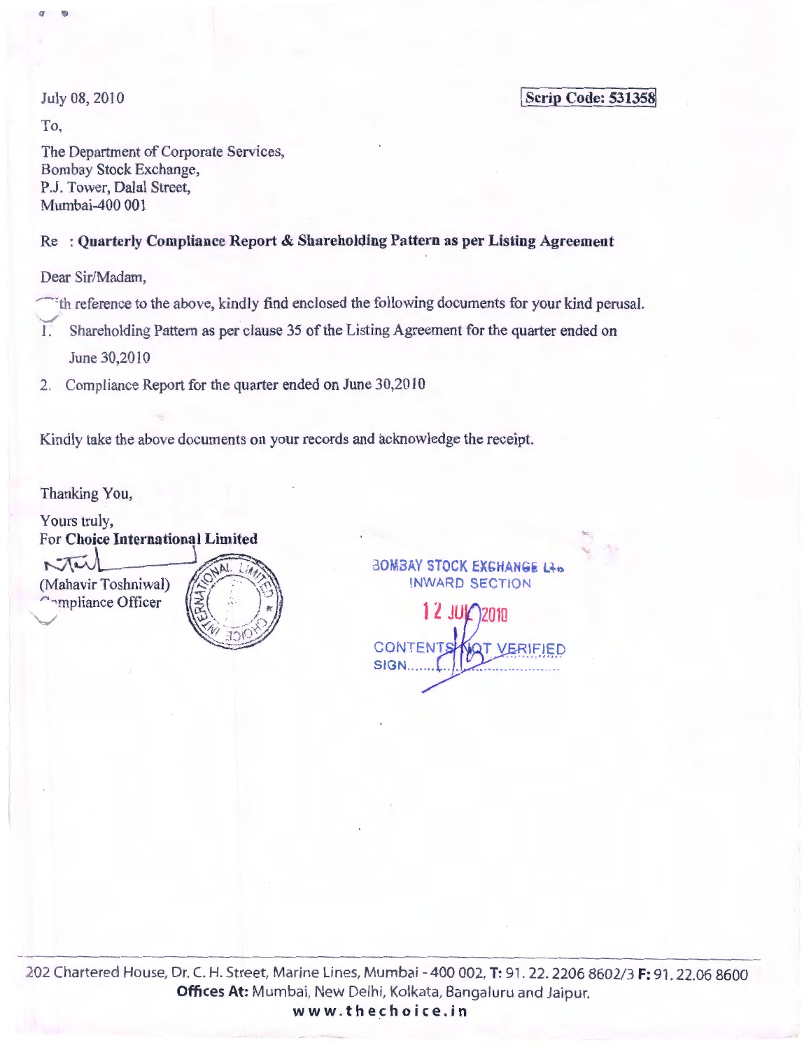July 08, 2010

**Scrip Code: 531358**

To,

The Department of Corporate Services,
Bombay Stock Exchange,
P.J. Tower, Dalal Street,
Mumbai-400 001

Re : **Quarterly Compliance Report & Shareholding Pattern as per Listing Agreement**

Dear Sir/Madam,

With reference to the above, kindly find enclosed the following documents for your kind perusal.

1. Shareholding Pattern as per clause 35 of the Listing Agreement for the quarter ended on June 30,2010
2. Compliance Report for the quarter ended on June 30,2010

Kindly take the above documents on your records and acknowledge the receipt.

Thanking You,

Yours truly,
For **Choice International Limited**

(Mahavir Toshniwal)
Compliance Officer

BOMBAY STOCK EXCHANGE Ltd.
INWARD SECTION
12 JUL 2010
CONTENTS NOT VERIFIED
SIGN.........

202 Chartered House, Dr. C. H. Street, Marine Lines, Mumbai - 400 002, **T:** 91. 22. 2206 8602/3 **F:** 91. 22.06 8600
**Offices At:** Mumbai, New Delhi, Kolkata, Bangaluru and Jaipur.
**www.thechoice.in**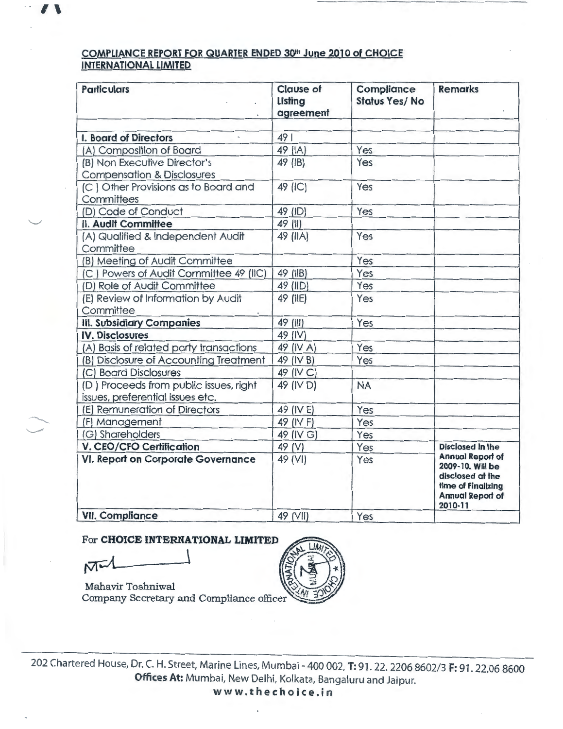## COMPLIANCE REPORT FOR QUARTER ENDED 30th June 2010 of CHOICE INTERNATIONAL LIMITED

| Particulars | Clause of Listing agreement | Compliance Status Yes/ No | Remarks |
|---|---|---|---|
| | | | |
| **I. Board of Directors** | 49 I | | |
| (A) Composition of Board | 49 (IA) | Yes | |
| (B) Non Executive Director's Compensation & Disclosures | 49 (IB) | Yes | |
| (C ) Other Provisions as to Board and Committees | 49 (IC) | Yes | |
| (D) Code of Conduct | 49 (ID) | Yes | |
| **II. Audit Committee** | 49 (II) | | |
| (A) Qualified & Independent Audit Committee | 49 (IIA) | Yes | |
| (B) Meeting of Audit Committee | | Yes | |
| (C ) Powers of Audit Committee 49 (IIC) | 49 (IIB) | Yes | |
| (D) Role of Audit Committee | 49 (IID) | Yes | |
| (E) Review of Information by Audit Committee | 49 (IIE) | Yes | |
| **III. Subsidiary Companies** | 49 (III) | Yes | |
| **IV. Disclosures** | 49 (IV) | | |
| (A) Basis of related party transactions | 49 (IV A) | Yes | |
| (B) Disclosure of Accounting Treatment | 49 (IV B) | Yes | |
| (C) Board Disclosures | 49 (IV C) | | |
| (D ) Proceeds from public issues, right issues, preferential issues etc. | 49 (IV D) | NA | |
| (E) Remuneration of Directors | 49 (IV E) | Yes | |
| (F) Management | 49 (IV F) | Yes | |
| (G) Shareholders | 49 (IV G) | Yes | |
| **V. CEO/CFO Certification** | 49 (V) | Yes | **Disclosed in the Annual Report of 2009-10. Will be disclosed at the time of Finalizing Annual Report of 2010-11** |
| **VI. Report on Corporate Governance** | 49 (VI) | Yes | |
| **VII. Compliance** | 49 (VII) | Yes | |

For **CHOICE INTERNATIONAL LIMITED**

Mahavir Toshniwal
Company Secretary and Compliance officer

202 Chartered House, Dr. C. H. Street, Marine Lines, Mumbai - 400 002, **T:** 91. 22. 2206 8602/3 **F:** 91. 22.06 8600
**Offices At:** Mumbai, New Delhi, Kolkata, Bangaluru and Jaipur.
**www.thechoice.in**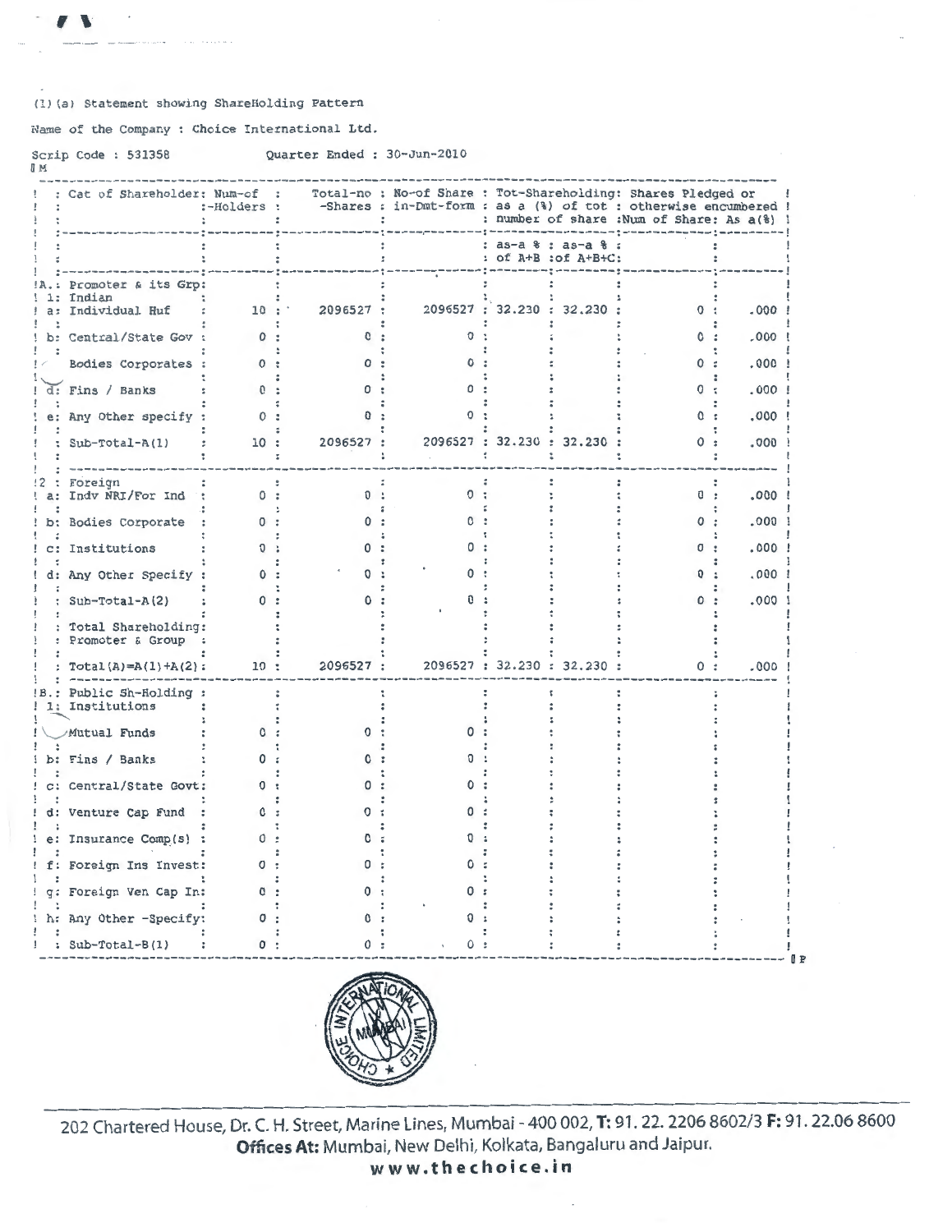(I) (a) Statement showing ShareHolding Pattern

Name of the Company : Choice International Ltd.

Scrip Code : 531358 Quarter Ended : 30-Jun-2010

| | Cat of Shareholder | Num-of -Holders | Total-no -Shares | No-of Share in-Dmt-form | Tot-Shareholding: as a (%) of tot number of share | | Shares Pledged or otherwise encumbered | |
|---|---|---|---|---|---|---|---|---|
| | | | | | as-a % of A+B | as-a % of A+B+C | Num of Share | As a(%) |
| A. | Promoter & its Grp: | | | | | | | |
| 1: | Indian | | | | | | | |
| a: | Individual Huf | 10 | 2096527 | 2096527 | 32.230 | 32.230 | 0 | .000 |
| b: | Central/State Gov | 0 | 0 | 0 | | | 0 | .000 |
| | Bodies Corporates | 0 | 0 | 0 | | | 0 | .000 |
| d: | Fins / Banks | 0 | 0 | 0 | | | 0 | .000 |
| e: | Any Other specify | 0 | 0 | 0 | | | 0 | .000 |
| | Sub-Total-A(1) | 10 | 2096527 | 2096527 | 32.230 | 32.230 | 0 | .000 |
| 2 | Foreign | | | | | | | |
| a: | Indv NRI/For Ind | 0 | 0 | 0 | | | 0 | .000 |
| b: | Bodies Corporate | 0 | 0 | 0 | | | 0 | .000 |
| c: | Institutions | 0 | 0 | 0 | | | 0 | .000 |
| d: | Any Other Specify | 0 | 0 | 0 | | | 0 | .000 |
| | Sub-Total-A(2) | 0 | 0 | 0 | | | 0 | .000 |
| | Total Shareholding: Promoter & Group | | | | | | | |
| | Total(A)=A(1)+A(2) | 10 | 2096527 | 2096527 | 32.230 | 32.230 | 0 | .000 |
| B. | Public Sh-Holding : | | | | | | | |
| 1: | Institutions | | | | | | | |
| | Mutual Funds | 0 | 0 | 0 | | | | |
| b: | Fins / Banks | 0 | 0 | 0 | | | | |
| c: | Central/State Govt | 0 | 0 | 0 | | | | |
| d: | Venture Cap Fund | 0 | 0 | 0 | | | | |
| e: | Insurance Comp(s) | 0 | 0 | 0 | | | | |
| f: | Foreign Ins Invest | 0 | 0 | 0 | | | | |
| g: | Foreign Ven Cap In | 0 | 0 | 0 | | | | |
| h: | Any Other -Specify | 0 | 0 | 0 | | | | |
| | Sub-Total-B(1) | 0 | 0 | 0 | | | | |

202 Chartered House, Dr. C. H. Street, Marine Lines, Mumbai - 400 002, **T:** 91. 22. 2206 8602/3 **F:** 91. 22.06 8600
**Offices At:** Mumbai, New Delhi, Kolkata, Bangaluru and Jaipur.
**www.thechoice.in**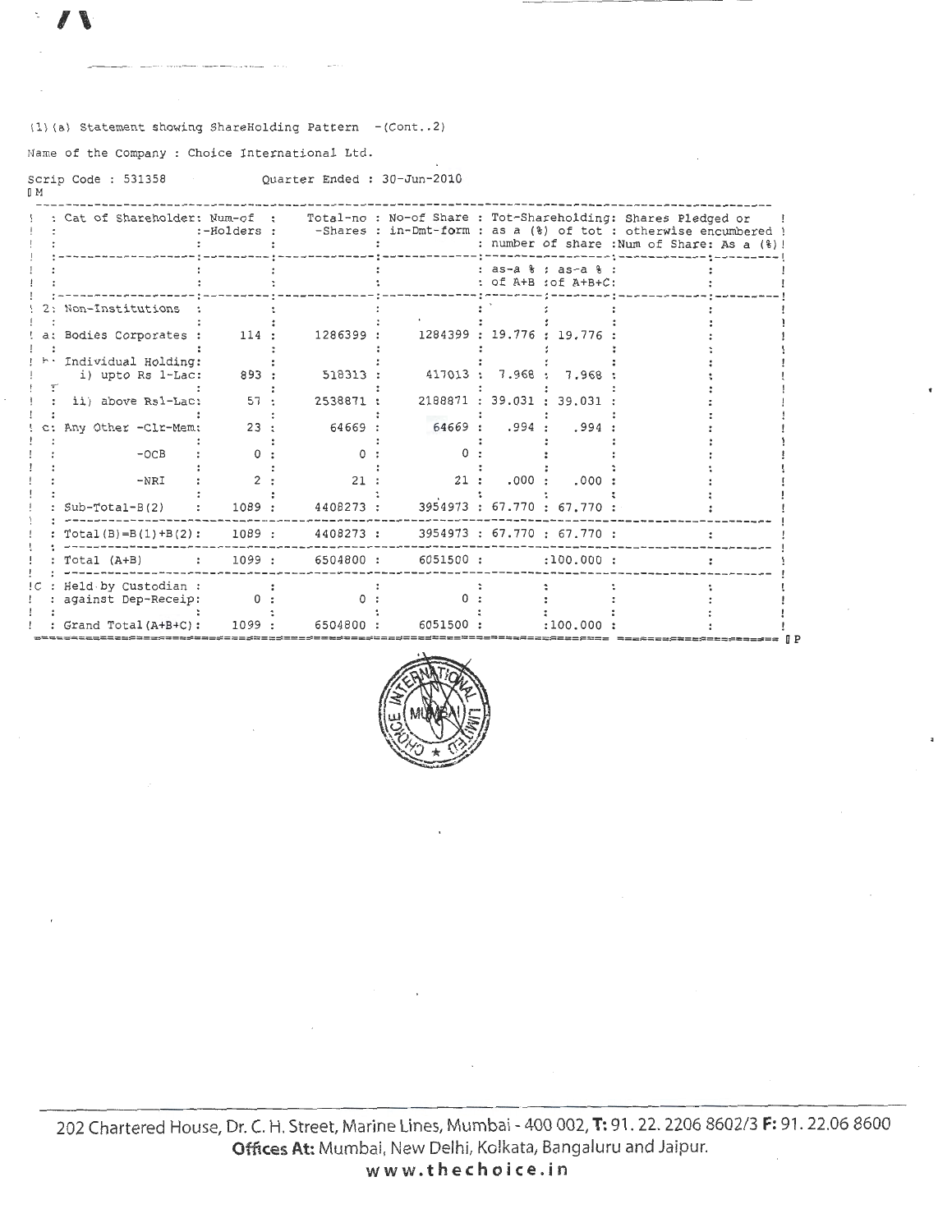(1)(a) Statement showing ShareHolding Pattern -(Cont..2)

Name of the Company : Choice International Ltd.

Scrip Code : 531358 Quarter Ended : 30-Jun-2010

| | Cat of Shareholder | Num-of -Holders | Total-no -Shares | No-of Share in-Dmt-form | Tot-Shareholding: as a (%) of tot number of share | | Shares Pledged or otherwise encumbered | |
|---|---|---|---|---|---|---|---|---|
| | | | | | as-a % of A+B | as-a % of A+B+C | Num of Share | As a (%) |
| 2 | Non-Institutions | | | | | | | |
| a | Bodies Corporates | 114 | 1286399 | 1284399 | 19.776 | 19.776 | | |
| b | Individual Holding: | | | | | | | |
| | i) upto Rs 1-Lac | 893 | 518313 | 417013 | 7.968 | 7.968 | | |
| | ii) above Rs1-Lac | 57 | 2538871 | 2188871 | 39.031 | 39.031 | | |
| c | Any Other -Clr-Mem | 23 | 64669 | 64669 | .994 | .994 | | |
| | -OCB | 0 | 0 | 0 | | | | |
| | -NRI | 2 | 21 | 21 | .000 | .000 | | |
| | Sub-Total-B(2) | 1089 | 4408273 | 3954973 | 67.770 | 67.770 | | |
| | Total(B)=B(1)+B(2) | 1089 | 4408273 | 3954973 | 67.770 | 67.770 | | |
| | Total (A+B) | 1099 | 6504800 | 6051500 | | 100.000 | | |
| C | Held by Custodian against Dep-Receip | 0 | 0 | 0 | | | | |
| | Grand Total(A+B+C) | 1099 | 6504800 | 6051500 | | 100.000 | | |

202 Chartered House, Dr. C. H. Street, Marine Lines, Mumbai - 400 002, **T:** 91. 22. 2206 8602/3 **F:** 91. 22.06 8600
**Offices At:** Mumbai, New Delhi, Kolkata, Bangaluru and Jaipur.
**www.thechoice.in**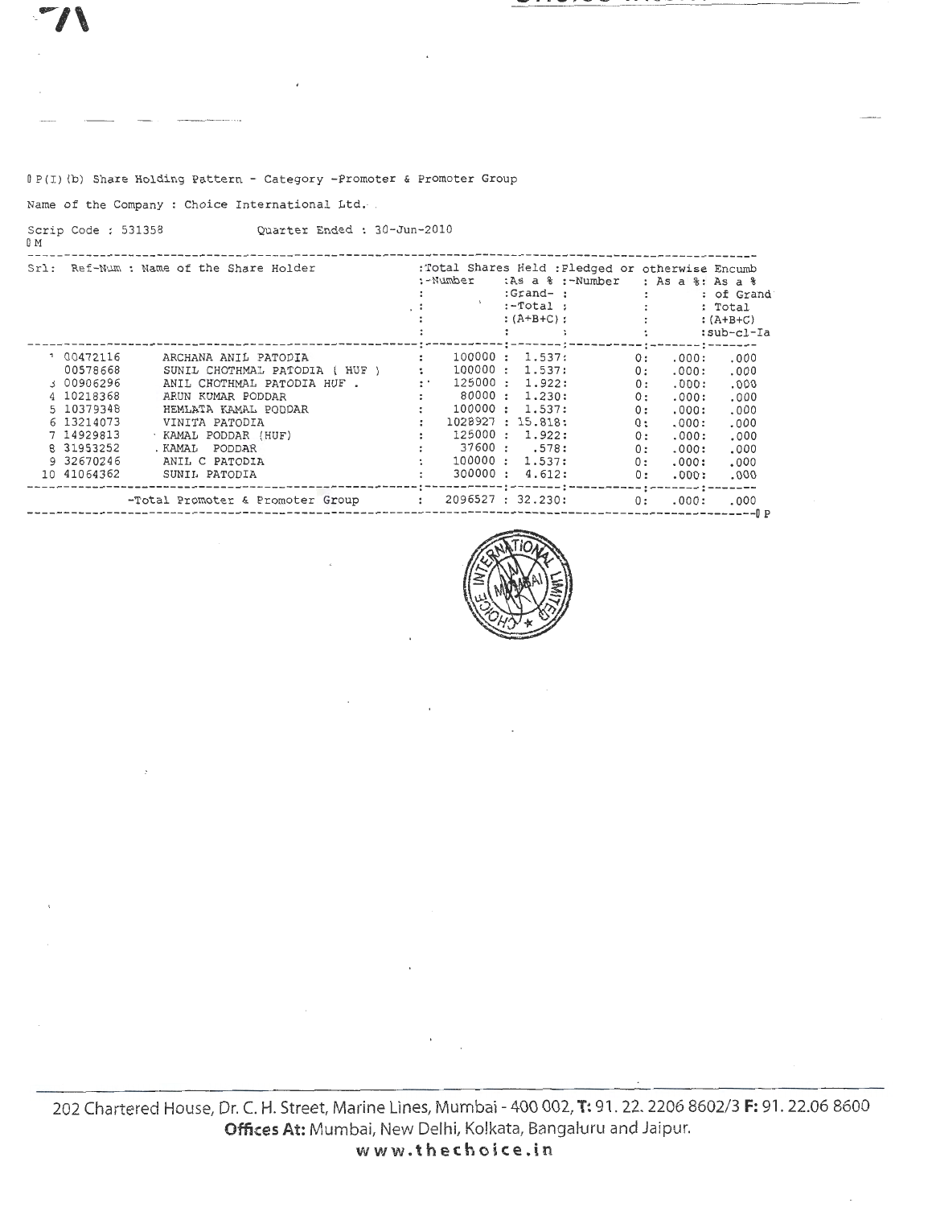(I)(b) Share Holding Pattern - Category -Promoter & Promoter Group

Name of the Company : Choice International Ltd.

Scrip Code : 531358 Quarter Ended : 30-Jun-2010

| Srl | Ref-Num | Name of the Share Holder | Total Shares Held: Number | Total Shares Held: As a % Grand-Total (A+B+C) | Pledged or otherwise Encumb: Number | Pledged or otherwise Encumb: As a % | As a % of Grand Total (A+B+C) sub-cl-Ia |
|---|---|---|---|---|---|---|---|
| 1 | 00472116 | ARCHANA ANIL PATODIA | 100000 | 1.537 | 0 | .000 | .000 |
| | 00578668 | SUNIL CHOTHMAL PATODIA ( HUF ) | 100000 | 1.537 | 0 | .000 | .000 |
| 3 | 00906296 | ANIL CHOTHMAL PATODIA HUF . | 125000 | 1.922 | 0 | .000 | .000 |
| 4 | 10218368 | ARUN KUMAR PODDAR | 80000 | 1.230 | 0 | .000 | .000 |
| 5 | 10379348 | HEMLATA KAMAL PODDAR | 100000 | 1.537 | 0 | .000 | .000 |
| 6 | 13214073 | VINITA PATODIA | 1028927 | 15.818 | 0 | .000 | .000 |
| 7 | 14929813 | KAMAL PODDAR (HUF) | 125000 | 1.922 | 0 | .000 | .000 |
| 8 | 31953252 | KAMAL PODDAR | 37600 | .578 | 0 | .000 | .000 |
| 9 | 32670246 | ANIL C PATODIA | 100000 | 1.537 | 0 | .000 | .000 |
| 10 | 41064362 | SUNIL PATODIA | 300000 | 4.612 | 0 | .000 | .000 |
| | | -Total Promoter & Promoter Group | 2096527 | 32.230 | 0 | .000 | .000 |

202 Chartered House, Dr. C. H. Street, Marine Lines, Mumbai - 400 002, **T:** 91. 22. 2206 8602/3 **F:** 91. 22.06 8600
**Offices At:** Mumbai, New Delhi, Kolkata, Bangaluru and Jaipur.
**www.thechoice.in**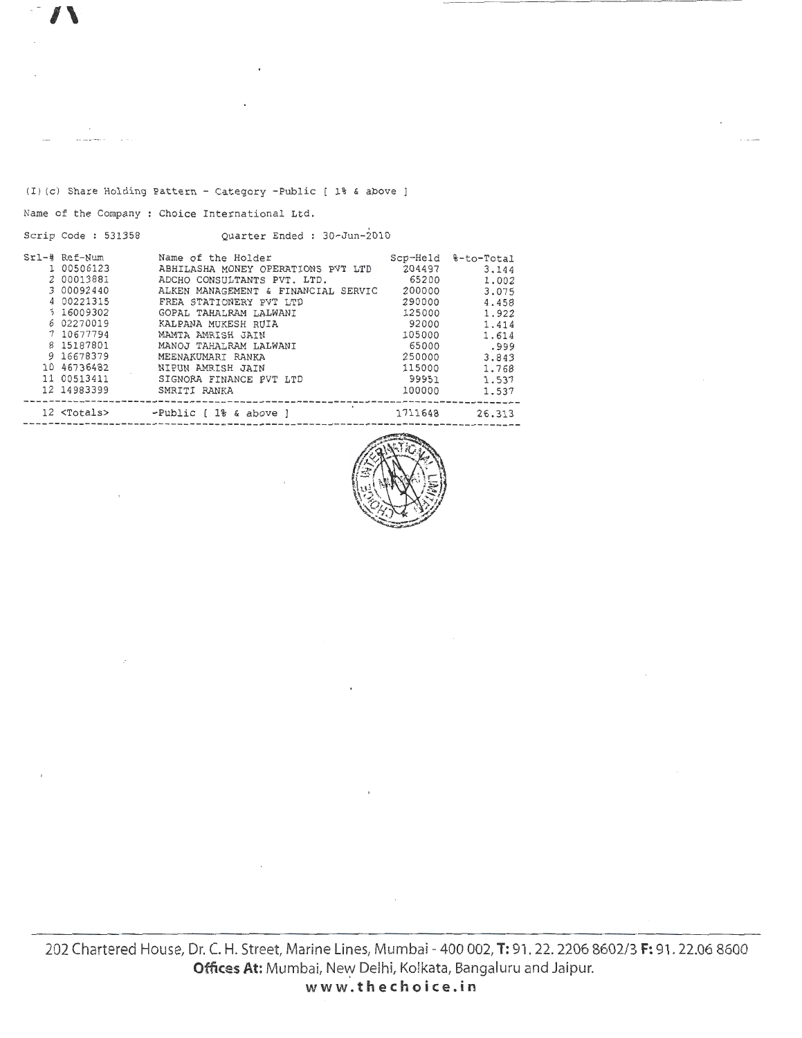(I)(c) Share Holding Pattern - Category -Public [ 1% & above ]

Name of the Company : Choice International Ltd.

Scrip Code : 531358 Quarter Ended : 30-Jun-2010

| Srl-# | Ref-Num | Name of the Holder | Scp-Held | %-to-Total |
|---|---|---|---|---|
| 1 | 00506123 | ABHILASHA MONEY OPERATIONS PVT LTD | 204497 | 3.144 |
| 2 | 00013881 | ADCHO CONSULTANTS PVT. LTD. | 65200 | 1.002 |
| 3 | 00092440 | ALKEN MANAGEMENT & FINANCIAL SERVIC | 200000 | 3.075 |
| 4 | 00221315 | FREA STATIONERY PVT LTD | 290000 | 4.458 |
| 5 | 16009302 | GOPAL TAHALRAM LALWANI | 125000 | 1.922 |
| 6 | 02270019 | KALPANA MUKESH RUIA | 92000 | 1.414 |
| 7 | 10677794 | MAMTA AMRISH JAIN | 105000 | 1.614 |
| 8 | 15187801 | MANOJ TAHALRAM LALWANI | 65000 | .999 |
| 9 | 16678379 | MEENAKUMARI RANKA | 250000 | 3.843 |
| 10 | 46736482 | NIPUN AMRISH JAIN | 115000 | 1.768 |
| 11 | 00513411 | SIGNORA FINANCE PVT LTD | 99951 | 1.537 |
| 12 | 14983399 | SMRITI RANKA | 100000 | 1.537 |
| 12 | <Totals> | -Public [ 1% & above ] | 1711648 | 26.313 |

202 Chartered House, Dr. C. H. Street, Marine Lines, Mumbai - 400 002, **T:** 91. 22. 2206 8602/3 **F:** 91. 22.06 8600
**Offices At:** Mumbai, New Delhi, Kolkata, Bangaluru and Jaipur.
**www.thechoice.in**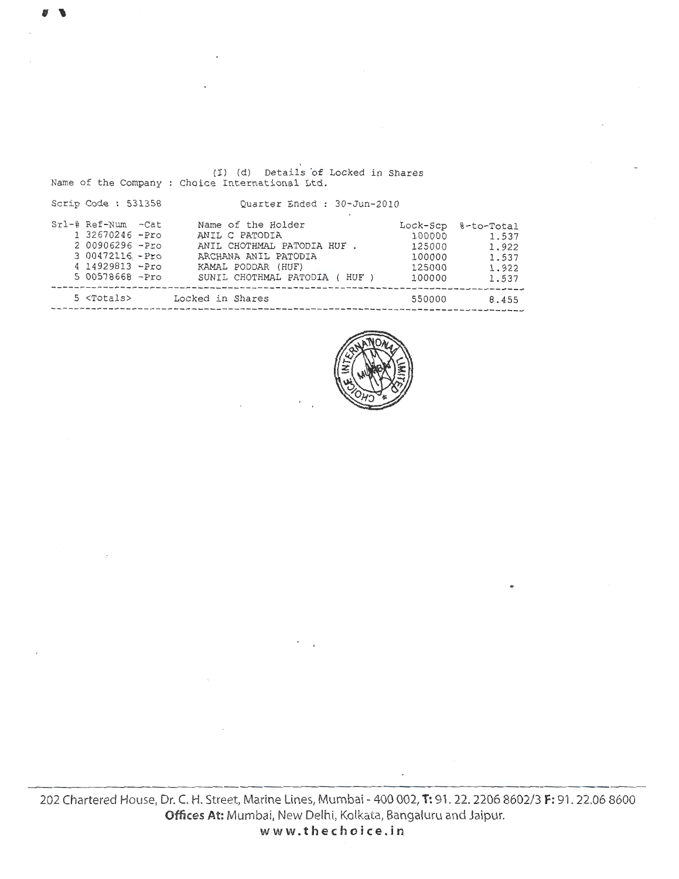## (I) (d) Details of Locked in Shares

Name of the Company : Choice International Ltd.

Scrip Code : 531358 Quarter Ended : 30-Jun-2010

| Srl-# | Ref-Num -Cat | Name of the Holder | Lock-Scp | %-to-Total |
|---|---|---|---|---|
| 1 | 32670246 -Pro | ANIL C PATODIA | 100000 | 1.537 |
| 2 | 00906296 -Pro | ANIL CHOTHMAL PATODIA HUF . | 125000 | 1.922 |
| 3 | 00472116 -Pro | ARCHANA ANIL PATODIA | 100000 | 1.537 |
| 4 | 14929813 -Pro | KAMAL PODDAR (HUF) | 125000 | 1.922 |
| 5 | 00578668 -Pro | SUNIL CHOTHMAL PATODIA ( HUF ) | 100000 | 1.537 |
| 5 | <Totals> | Locked in Shares | 550000 | 8.455 |

202 Chartered House, Dr. C. H. Street, Marine Lines, Mumbai - 400 002, **T:** 91. 22. 2206 8602/3 **F:** 91. 22.06 8600
**Offices At:** Mumbai, New Delhi, Kolkata, Bangaluru and Jaipur.
**www.thechoice.in**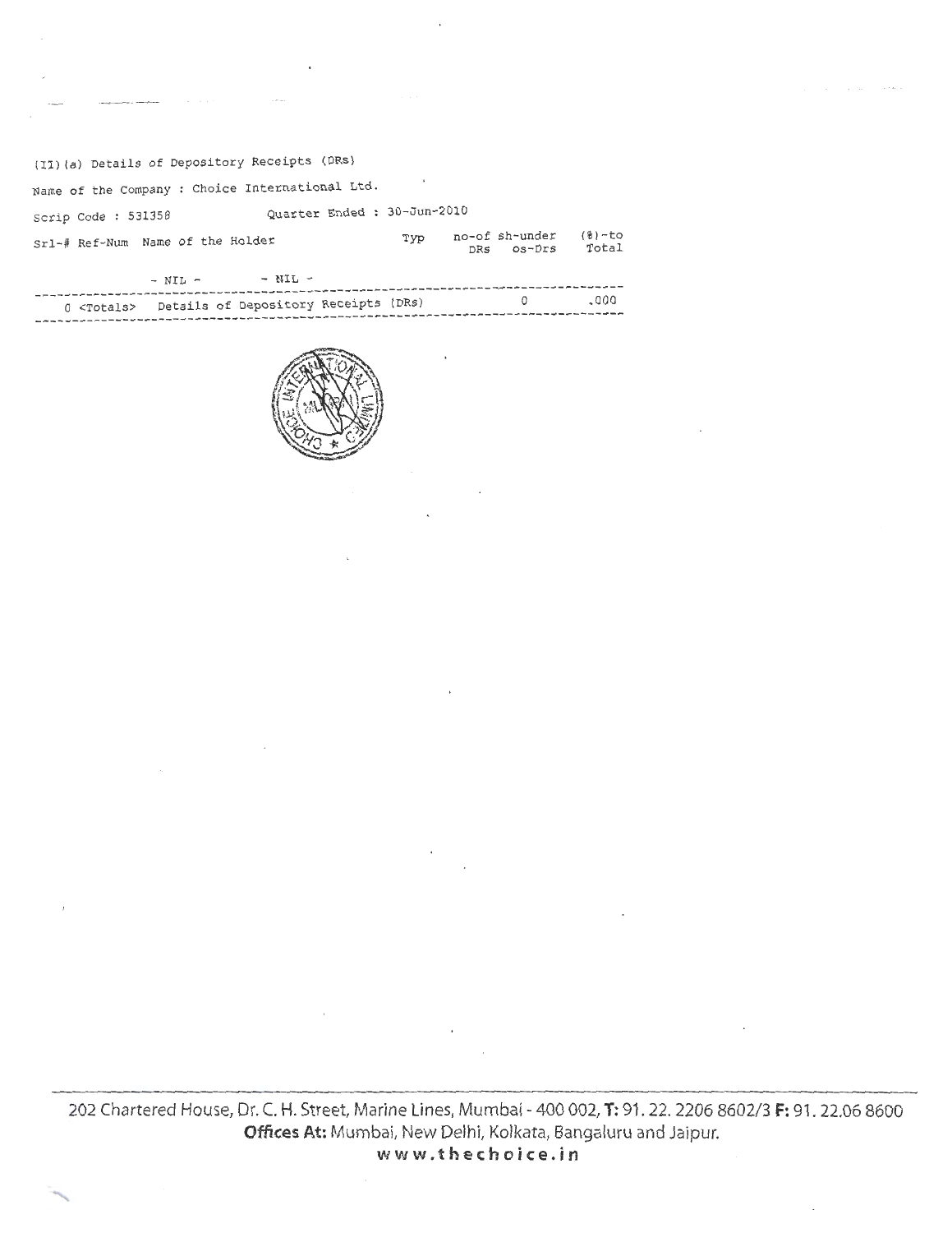(II)(a) Details of Depository Receipts (DRs)

Name of the Company : Choice International Ltd.

Scrip Code : 531358 Quarter Ended : 30-Jun-2010

| Srl-# | Ref-Num | Name of the Holder | Typ | no-of DRs | sh-under os-Drs | (%)-to Total |
|---|---|---|---|---|---|---|
| | - NIL - | - NIL - | | | | |
| 0 | <Totals> | Details of Depository Receipts (DRs) | | | 0 | .000 |

202 Chartered House, Dr. C. H. Street, Marine Lines, Mumbai - 400 002, **T:** 91. 22. 2206 8602/3 **F:** 91. 22.06 8600
**Offices At:** Mumbai, New Delhi, Kolkata, Bangaluru and Jaipur.
**www.thechoice.in**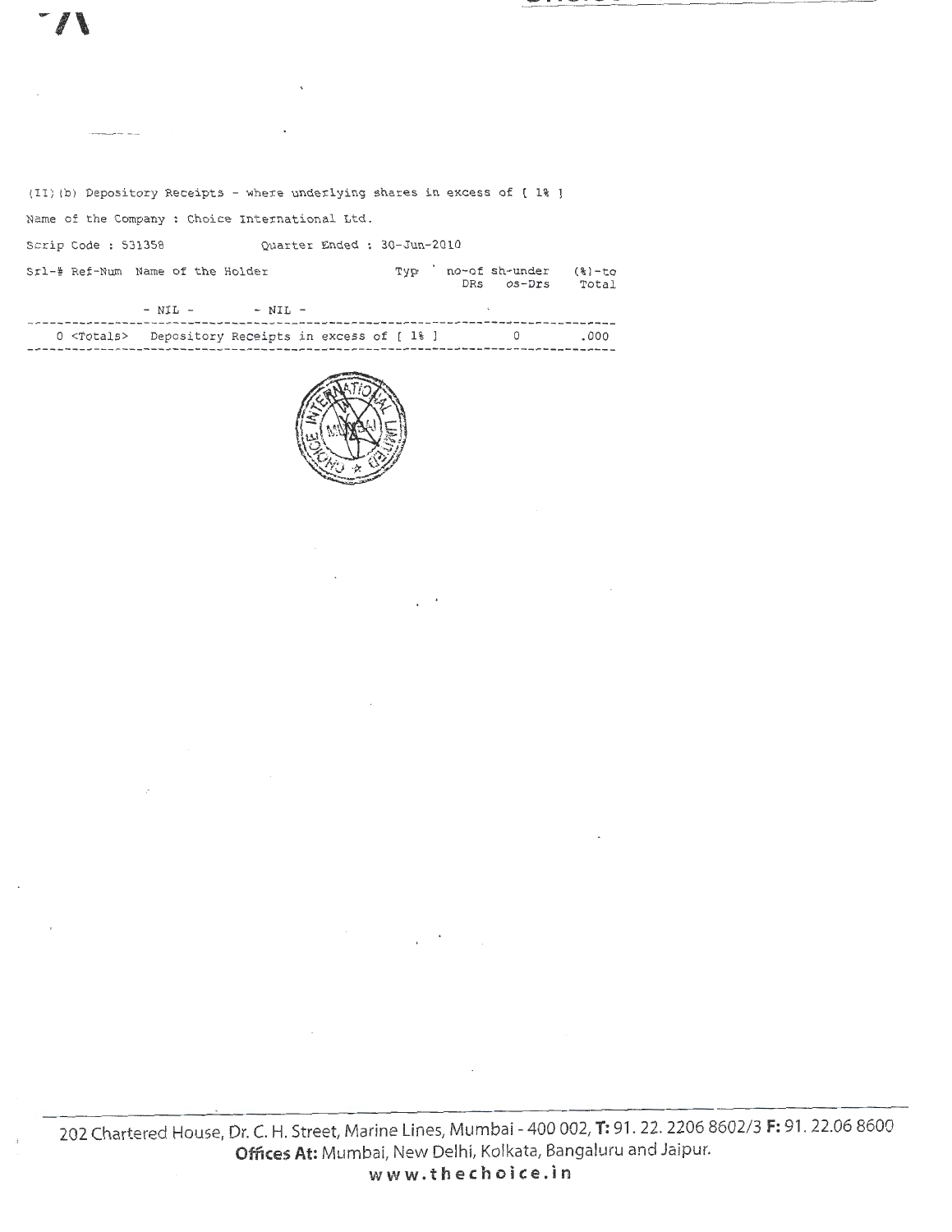(II)(b) Depository Receipts - where underlying shares in excess of [ 1% ]

Name of the Company : Choice International Ltd.

Scrip Code : 531358 Quarter Ended : 30-Jun-2010

| Srl-# | Ref-Num | Name of the Holder | Typ | no-of DRs | sh-under os-Drs | (%)-to Total |
|---|---|---|---|---|---|---|
| | - NIL - | - NIL - | | | | |
| 0 | <Totals> | Depository Receipts in excess of [ 1% ] | | | 0 | .000 |

202 Chartered House, Dr. C. H. Street, Marine Lines, Mumbai - 400 002, **T:** 91. 22. 2206 8602/3 **F:** 91. 22.06 8600
**Offices At:** Mumbai, New Delhi, Kolkata, Bangaluru and Jaipur.
**www.thechoice.in**